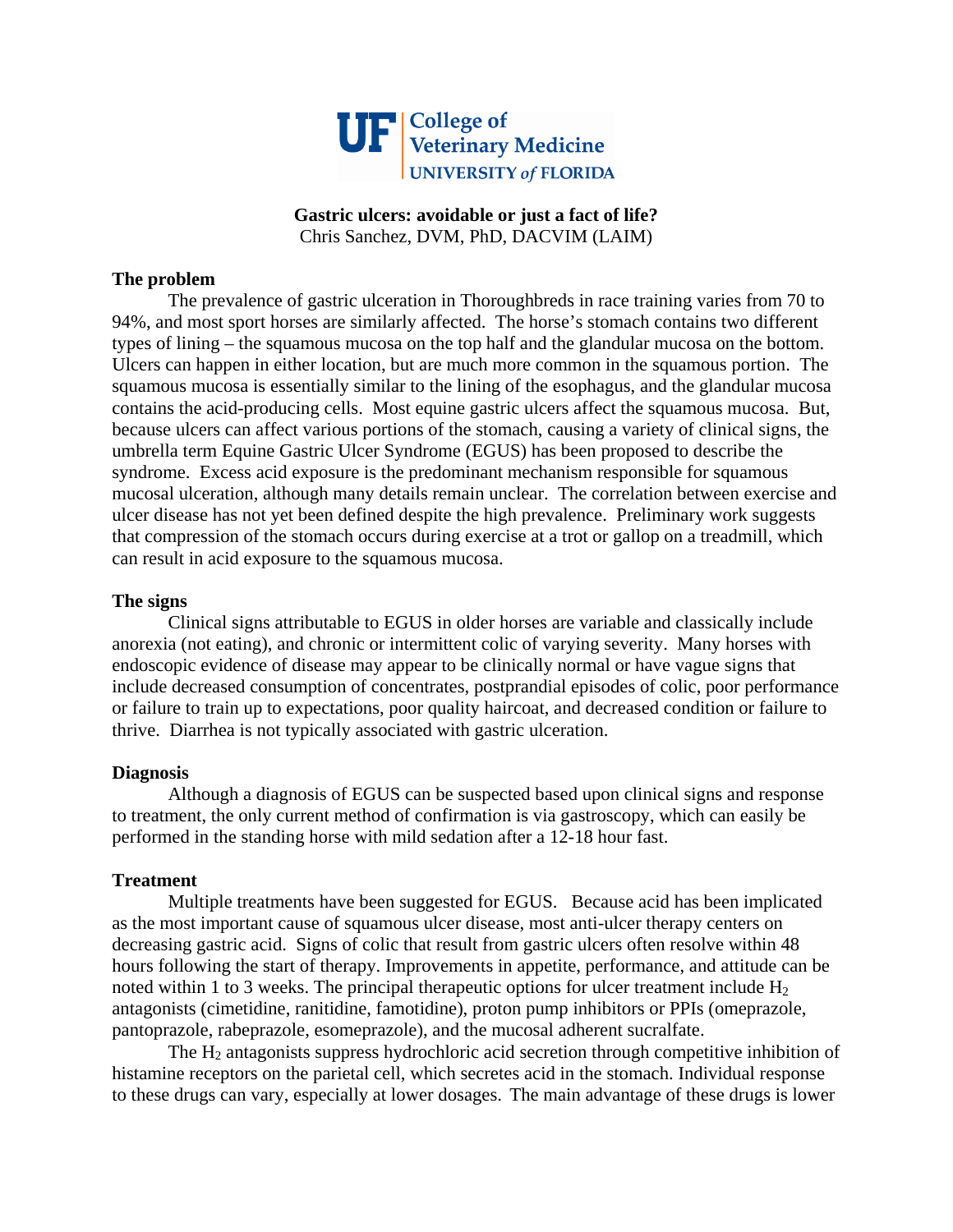UF College of Veterinary Medicine
UNIVERSITY of FLORIDA

**Gastric ulcers: avoidable or just a fact of life?**

Chris Sanchez, DVM, PhD, DACVIM (LAIM)

## The problem

The prevalence of gastric ulceration in Thoroughbreds in race training varies from 70 to 94%, and most sport horses are similarly affected. The horse's stomach contains two different types of lining – the squamous mucosa on the top half and the glandular mucosa on the bottom. Ulcers can happen in either location, but are much more common in the squamous portion. The squamous mucosa is essentially similar to the lining of the esophagus, and the glandular mucosa contains the acid-producing cells. Most equine gastric ulcers affect the squamous mucosa. But, because ulcers can affect various portions of the stomach, causing a variety of clinical signs, the umbrella term Equine Gastric Ulcer Syndrome (EGUS) has been proposed to describe the syndrome. Excess acid exposure is the predominant mechanism responsible for squamous mucosal ulceration, although many details remain unclear. The correlation between exercise and ulcer disease has not yet been defined despite the high prevalence. Preliminary work suggests that compression of the stomach occurs during exercise at a trot or gallop on a treadmill, which can result in acid exposure to the squamous mucosa.

## The signs

Clinical signs attributable to EGUS in older horses are variable and classically include anorexia (not eating), and chronic or intermittent colic of varying severity. Many horses with endoscopic evidence of disease may appear to be clinically normal or have vague signs that include decreased consumption of concentrates, postprandial episodes of colic, poor performance or failure to train up to expectations, poor quality haircoat, and decreased condition or failure to thrive. Diarrhea is not typically associated with gastric ulceration.

## Diagnosis

Although a diagnosis of EGUS can be suspected based upon clinical signs and response to treatment, the only current method of confirmation is via gastroscopy, which can easily be performed in the standing horse with mild sedation after a 12-18 hour fast.

## Treatment

Multiple treatments have been suggested for EGUS. Because acid has been implicated as the most important cause of squamous ulcer disease, most anti-ulcer therapy centers on decreasing gastric acid. Signs of colic that result from gastric ulcers often resolve within 48 hours following the start of therapy. Improvements in appetite, performance, and attitude can be noted within 1 to 3 weeks. The principal therapeutic options for ulcer treatment include $H_2$ antagonists (cimetidine, ranitidine, famotidine), proton pump inhibitors or PPIs (omeprazole, pantoprazole, rabeprazole, esomeprazole), and the mucosal adherent sucralfate.

The $H_2$ antagonists suppress hydrochloric acid secretion through competitive inhibition of histamine receptors on the parietal cell, which secretes acid in the stomach. Individual response to these drugs can vary, especially at lower dosages. The main advantage of these drugs is lower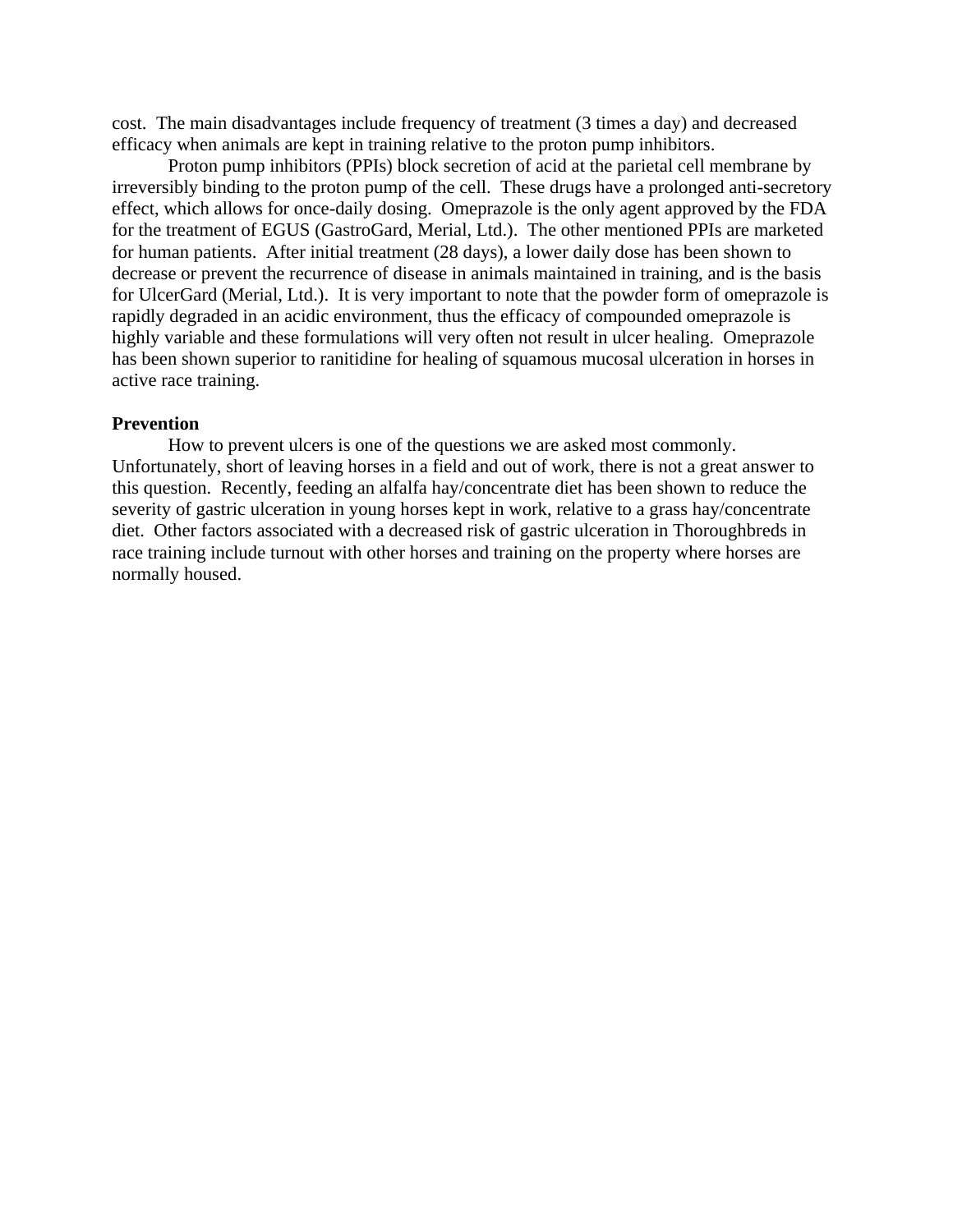cost. The main disadvantages include frequency of treatment (3 times a day) and decreased efficacy when animals are kept in training relative to the proton pump inhibitors.

Proton pump inhibitors (PPIs) block secretion of acid at the parietal cell membrane by irreversibly binding to the proton pump of the cell. These drugs have a prolonged anti-secretory effect, which allows for once-daily dosing. Omeprazole is the only agent approved by the FDA for the treatment of EGUS (GastroGard, Merial, Ltd.). The other mentioned PPIs are marketed for human patients. After initial treatment (28 days), a lower daily dose has been shown to decrease or prevent the recurrence of disease in animals maintained in training, and is the basis for UlcerGard (Merial, Ltd.). It is very important to note that the powder form of omeprazole is rapidly degraded in an acidic environment, thus the efficacy of compounded omeprazole is highly variable and these formulations will very often not result in ulcer healing. Omeprazole has been shown superior to ranitidine for healing of squamous mucosal ulceration in horses in active race training.

## Prevention

How to prevent ulcers is one of the questions we are asked most commonly. Unfortunately, short of leaving horses in a field and out of work, there is not a great answer to this question. Recently, feeding an alfalfa hay/concentrate diet has been shown to reduce the severity of gastric ulceration in young horses kept in work, relative to a grass hay/concentrate diet. Other factors associated with a decreased risk of gastric ulceration in Thoroughbreds in race training include turnout with other horses and training on the property where horses are normally housed.